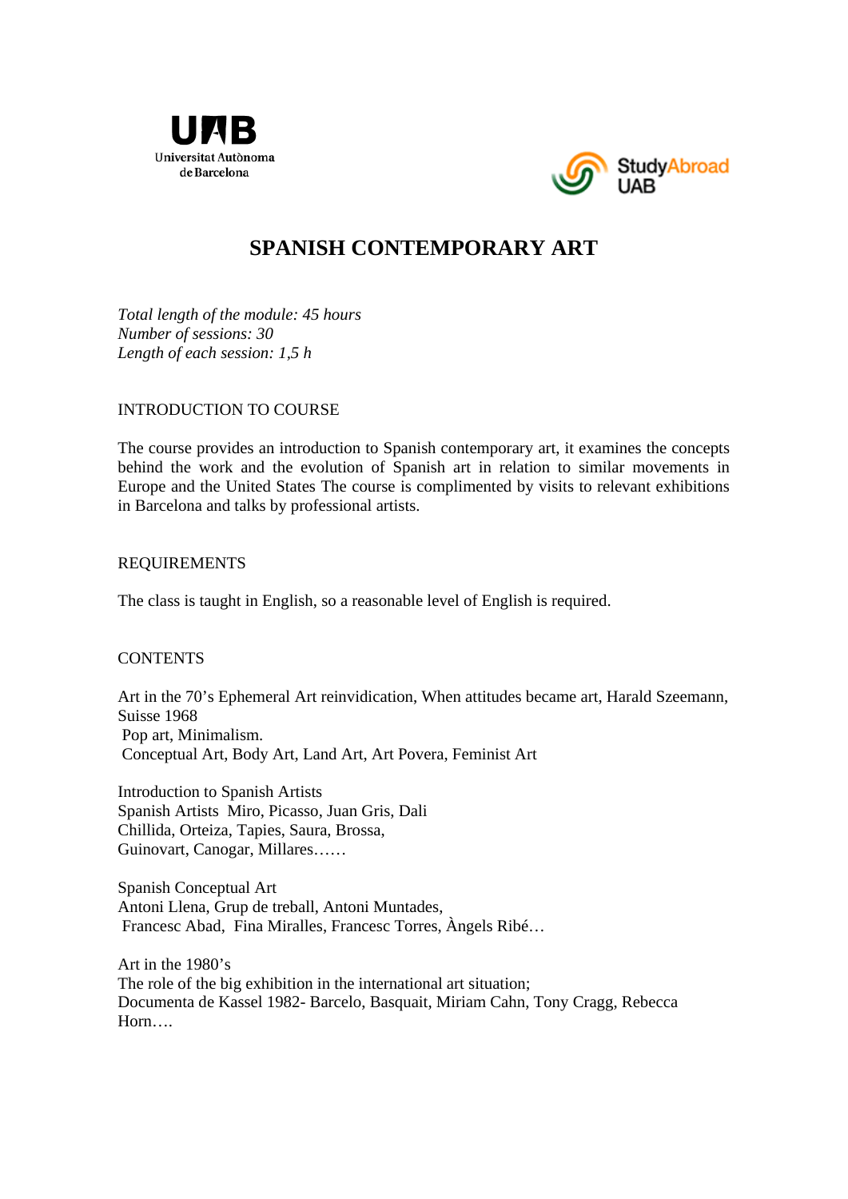Universitat Autònoma de Barcelona

StudyAbroad UAB

# SPANISH CONTEMPORARY ART

*Total length of the module: 45 hours*
*Number of sessions: 30*
*Length of each session: 1,5 h*

## INTRODUCTION TO COURSE

The course provides an introduction to Spanish contemporary art, it examines the concepts behind the work and the evolution of Spanish art in relation to similar movements in Europe and the United States The course is complimented by visits to relevant exhibitions in Barcelona and talks by professional artists.

## REQUIREMENTS

The class is taught in English, so a reasonable level of English is required.

## CONTENTS

Art in the 70's Ephemeral Art reinvidication, When attitudes became art, Harald Szeemann, Suisse 1968
Pop art, Minimalism.
Conceptual Art, Body Art, Land Art, Art Povera, Feminist Art

Introduction to Spanish Artists
Spanish Artists Miro, Picasso, Juan Gris, Dali
Chillida, Orteiza, Tapies, Saura, Brossa,
Guinovart, Canogar, Millares……

Spanish Conceptual Art
Antoni Llena, Grup de treball, Antoni Muntades,
Francesc Abad, Fina Miralles, Francesc Torres, Àngels Ribé…

Art in the 1980's
The role of the big exhibition in the international art situation;
Documenta de Kassel 1982- Barcelo, Basquait, Miriam Cahn, Tony Cragg, Rebecca Horn….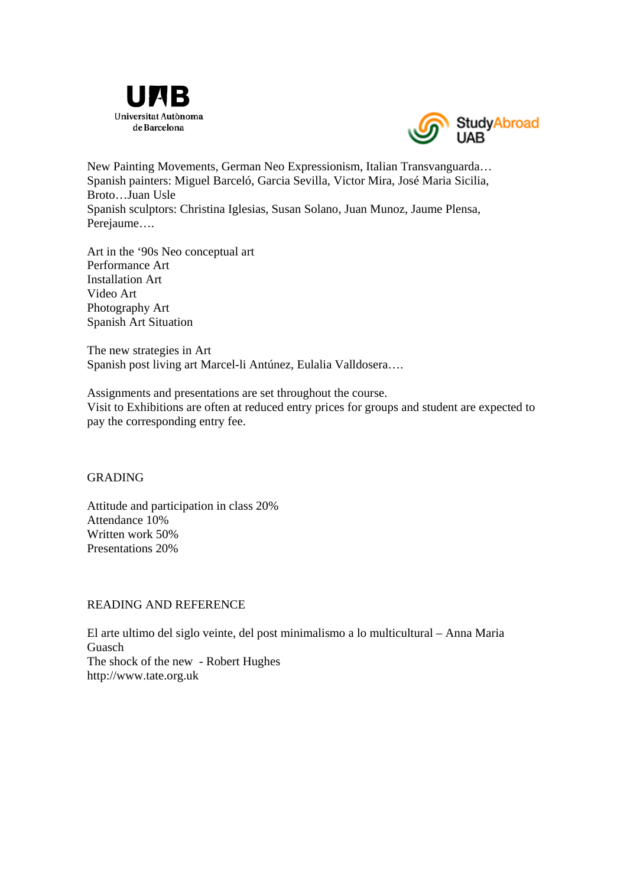New Painting Movements, German Neo Expressionism, Italian Transvanguarda…
Spanish painters: Miguel Barceló, Garcia Sevilla, Victor Mira, José Maria Sicilia, Broto…Juan Usle
Spanish sculptors: Christina Iglesias, Susan Solano, Juan Munoz, Jaume Plensa, Perejaume….

Art in the '90s Neo conceptual art
Performance Art
Installation Art
Video Art
Photography Art
Spanish Art Situation

The new strategies in Art
Spanish post living art Marcel-li Antúnez, Eulalia Valldosera….

Assignments and presentations are set throughout the course.
Visit to Exhibitions are often at reduced entry prices for groups and student are expected to pay the corresponding entry fee.

## GRADING

Attitude and participation in class 20%
Attendance 10%
Written work 50%
Presentations 20%

## READING AND REFERENCE

El arte ultimo del siglo veinte, del post minimalismo a lo multicultural – Anna Maria Guasch
The shock of the new - Robert Hughes
http://www.tate.org.uk